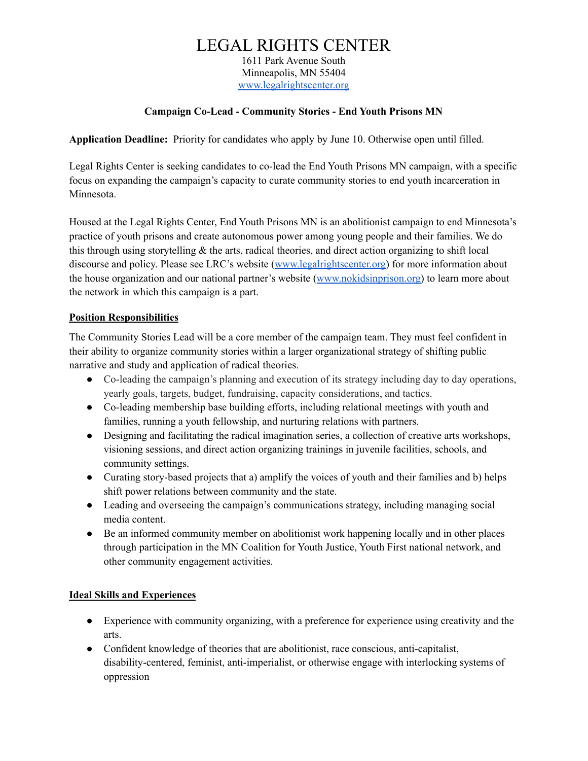# LEGAL RIGHTS CENTER

1611 Park Avenue South
Minneapolis, MN 55404
[www.legalrightscenter.org](http://www.legalrightscenter.org)

**Campaign Co-Lead - Community Stories - End Youth Prisons MN**

**Application Deadline:** Priority for candidates who apply by June 10. Otherwise open until filled.

Legal Rights Center is seeking candidates to co-lead the End Youth Prisons MN campaign, with a specific focus on expanding the campaign's capacity to curate community stories to end youth incarceration in Minnesota.

Housed at the Legal Rights Center, End Youth Prisons MN is an abolitionist campaign to end Minnesota's practice of youth prisons and create autonomous power among young people and their families. We do this through using storytelling & the arts, radical theories, and direct action organizing to shift local discourse and policy. Please see LRC's website ([www.legalrightscenter.org](http://www.legalrightscenter.org)) for more information about the house organization and our national partner's website ([www.nokidsinprison.org](http://www.nokidsinprison.org)) to learn more about the network in which this campaign is a part.

## Position Responsibilities

The Community Stories Lead will be a core member of the campaign team. They must feel confident in their ability to organize community stories within a larger organizational strategy of shifting public narrative and study and application of radical theories.

- Co-leading the campaign's planning and execution of its strategy including day to day operations, yearly goals, targets, budget, fundraising, capacity considerations, and tactics.
- Co-leading membership base building efforts, including relational meetings with youth and families, running a youth fellowship, and nurturing relations with partners.
- Designing and facilitating the radical imagination series, a collection of creative arts workshops, visioning sessions, and direct action organizing trainings in juvenile facilities, schools, and community settings.
- Curating story-based projects that a) amplify the voices of youth and their families and b) helps shift power relations between community and the state.
- Leading and overseeing the campaign's communications strategy, including managing social media content.
- Be an informed community member on abolitionist work happening locally and in other places through participation in the MN Coalition for Youth Justice, Youth First national network, and other community engagement activities.

## Ideal Skills and Experiences

- Experience with community organizing, with a preference for experience using creativity and the arts.
- Confident knowledge of theories that are abolitionist, race conscious, anti-capitalist, disability-centered, feminist, anti-imperialist, or otherwise engage with interlocking systems of oppression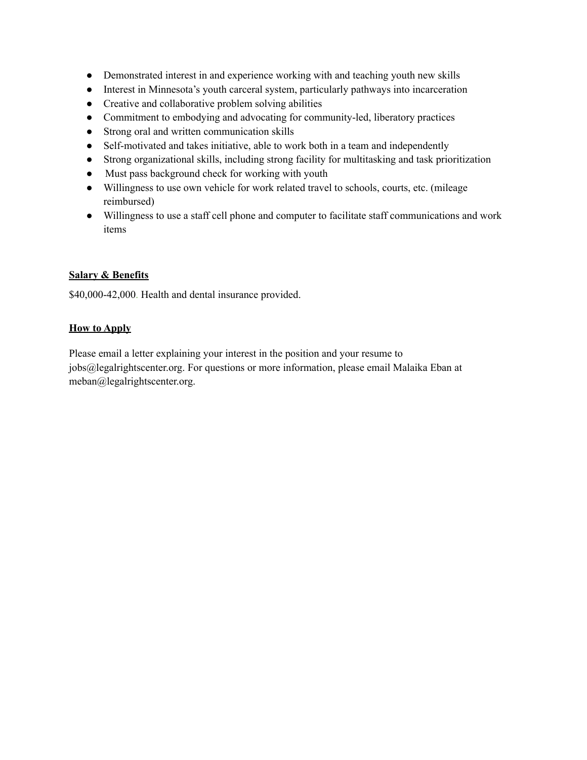- Demonstrated interest in and experience working with and teaching youth new skills
- Interest in Minnesota's youth carceral system, particularly pathways into incarceration
- Creative and collaborative problem solving abilities
- Commitment to embodying and advocating for community-led, liberatory practices
- Strong oral and written communication skills
- Self-motivated and takes initiative, able to work both in a team and independently
- Strong organizational skills, including strong facility for multitasking and task prioritization
- Must pass background check for working with youth
- Willingness to use own vehicle for work related travel to schools, courts, etc. (mileage reimbursed)
- Willingness to use a staff cell phone and computer to facilitate staff communications and work items

**Salary & Benefits**

$40,000-42,000. Health and dental insurance provided.

**How to Apply**

Please email a letter explaining your interest in the position and your resume to jobs@legalrightscenter.org. For questions or more information, please email Malaika Eban at meban@legalrightscenter.org.